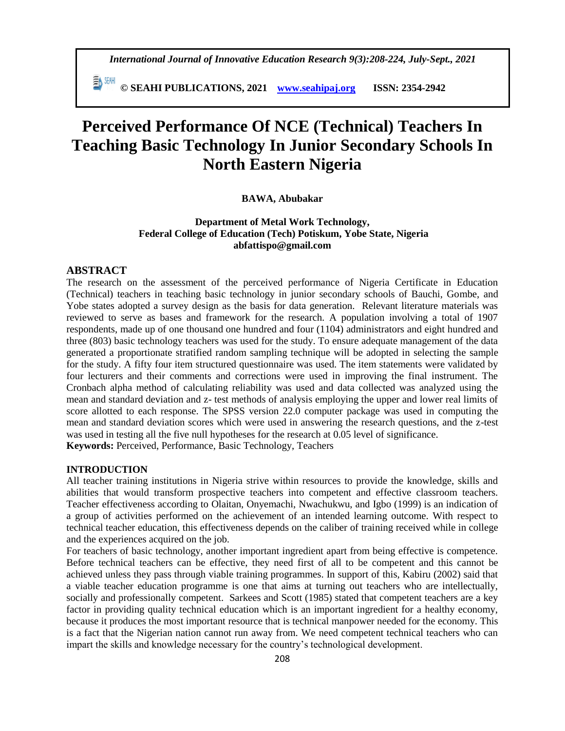# Perceived Performance Of NCE (Technical) Teachers In Teaching Basic Technology In Junior Secondary Schools In North Eastern Nigeria

**BAWA, Abubakar**

**Department of Metal Work Technology,**
**Federal College of Education (Tech) Potiskum, Yobe State, Nigeria**
**abfattispo@gmail.com**

## ABSTRACT

The research on the assessment of the perceived performance of Nigeria Certificate in Education (Technical) teachers in teaching basic technology in junior secondary schools of Bauchi, Gombe, and Yobe states adopted a survey design as the basis for data generation. Relevant literature materials was reviewed to serve as bases and framework for the research. A population involving a total of 1907 respondents, made up of one thousand one hundred and four (1104) administrators and eight hundred and three (803) basic technology teachers was used for the study. To ensure adequate management of the data generated a proportionate stratified random sampling technique will be adopted in selecting the sample for the study. A fifty four item structured questionnaire was used. The item statements were validated by four lecturers and their comments and corrections were used in improving the final instrument. The Cronbach alpha method of calculating reliability was used and data collected was analyzed using the mean and standard deviation and z- test methods of analysis employing the upper and lower real limits of score allotted to each response. The SPSS version 22.0 computer package was used in computing the mean and standard deviation scores which were used in answering the research questions, and the z-test was used in testing all the five null hypotheses for the research at 0.05 level of significance.

**Keywords:** Perceived, Performance, Basic Technology, Teachers

## INTRODUCTION

All teacher training institutions in Nigeria strive within resources to provide the knowledge, skills and abilities that would transform prospective teachers into competent and effective classroom teachers. Teacher effectiveness according to Olaitan, Onyemachi, Nwachukwu, and Igbo (1999) is an indication of a group of activities performed on the achievement of an intended learning outcome. With respect to technical teacher education, this effectiveness depends on the caliber of training received while in college and the experiences acquired on the job.

For teachers of basic technology, another important ingredient apart from being effective is competence. Before technical teachers can be effective, they need first of all to be competent and this cannot be achieved unless they pass through viable training programmes. In support of this, Kabiru (2002) said that a viable teacher education programme is one that aims at turning out teachers who are intellectually, socially and professionally competent. Sarkees and Scott (1985) stated that competent teachers are a key factor in providing quality technical education which is an important ingredient for a healthy economy, because it produces the most important resource that is technical manpower needed for the economy. This is a fact that the Nigerian nation cannot run away from. We need competent technical teachers who can impart the skills and knowledge necessary for the country's technological development.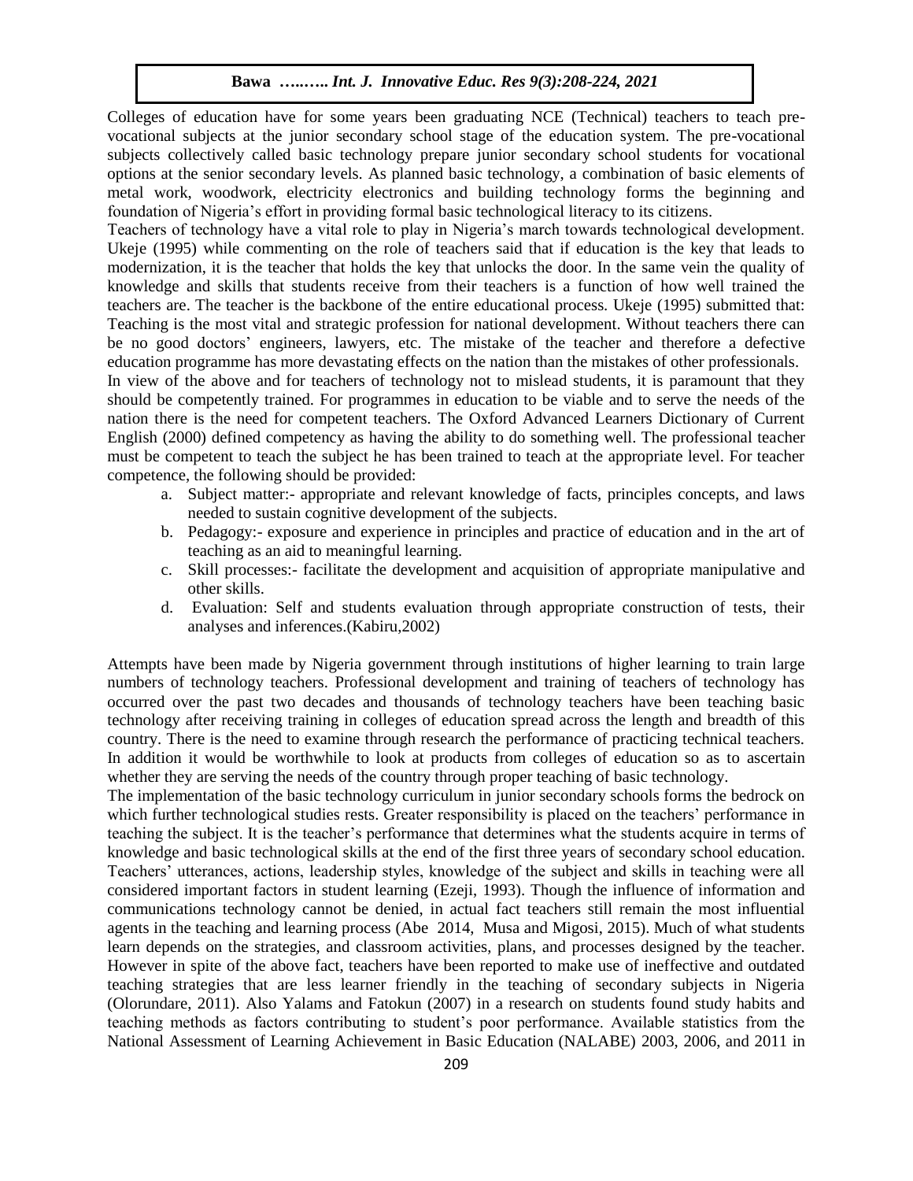Colleges of education have for some years been graduating NCE (Technical) teachers to teach pre-vocational subjects at the junior secondary school stage of the education system. The pre-vocational subjects collectively called basic technology prepare junior secondary school students for vocational options at the senior secondary levels. As planned basic technology, a combination of basic elements of metal work, woodwork, electricity electronics and building technology forms the beginning and foundation of Nigeria's effort in providing formal basic technological literacy to its citizens.

Teachers of technology have a vital role to play in Nigeria's march towards technological development. Ukeje (1995) while commenting on the role of teachers said that if education is the key that leads to modernization, it is the teacher that holds the key that unlocks the door. In the same vein the quality of knowledge and skills that students receive from their teachers is a function of how well trained the teachers are. The teacher is the backbone of the entire educational process. Ukeje (1995) submitted that: Teaching is the most vital and strategic profession for national development. Without teachers there can be no good doctors' engineers, lawyers, etc. The mistake of the teacher and therefore a defective education programme has more devastating effects on the nation than the mistakes of other professionals.

In view of the above and for teachers of technology not to mislead students, it is paramount that they should be competently trained. For programmes in education to be viable and to serve the needs of the nation there is the need for competent teachers. The Oxford Advanced Learners Dictionary of Current English (2000) defined competency as having the ability to do something well. The professional teacher must be competent to teach the subject he has been trained to teach at the appropriate level. For teacher competence, the following should be provided:

a. Subject matter:- appropriate and relevant knowledge of facts, principles concepts, and laws needed to sustain cognitive development of the subjects.
b. Pedagogy:- exposure and experience in principles and practice of education and in the art of teaching as an aid to meaningful learning.
c. Skill processes:- facilitate the development and acquisition of appropriate manipulative and other skills.
d. Evaluation: Self and students evaluation through appropriate construction of tests, their analyses and inferences.(Kabiru,2002)

Attempts have been made by Nigeria government through institutions of higher learning to train large numbers of technology teachers. Professional development and training of teachers of technology has occurred over the past two decades and thousands of technology teachers have been teaching basic technology after receiving training in colleges of education spread across the length and breadth of this country. There is the need to examine through research the performance of practicing technical teachers. In addition it would be worthwhile to look at products from colleges of education so as to ascertain whether they are serving the needs of the country through proper teaching of basic technology.

The implementation of the basic technology curriculum in junior secondary schools forms the bedrock on which further technological studies rests. Greater responsibility is placed on the teachers' performance in teaching the subject. It is the teacher's performance that determines what the students acquire in terms of knowledge and basic technological skills at the end of the first three years of secondary school education. Teachers' utterances, actions, leadership styles, knowledge of the subject and skills in teaching were all considered important factors in student learning (Ezeji, 1993). Though the influence of information and communications technology cannot be denied, in actual fact teachers still remain the most influential agents in the teaching and learning process (Abe 2014, Musa and Migosi, 2015). Much of what students learn depends on the strategies, and classroom activities, plans, and processes designed by the teacher. However in spite of the above fact, teachers have been reported to make use of ineffective and outdated teaching strategies that are less learner friendly in the teaching of secondary subjects in Nigeria (Olorundare, 2011). Also Yalams and Fatokun (2007) in a research on students found study habits and teaching methods as factors contributing to student's poor performance. Available statistics from the National Assessment of Learning Achievement in Basic Education (NALABE) 2003, 2006, and 2011 in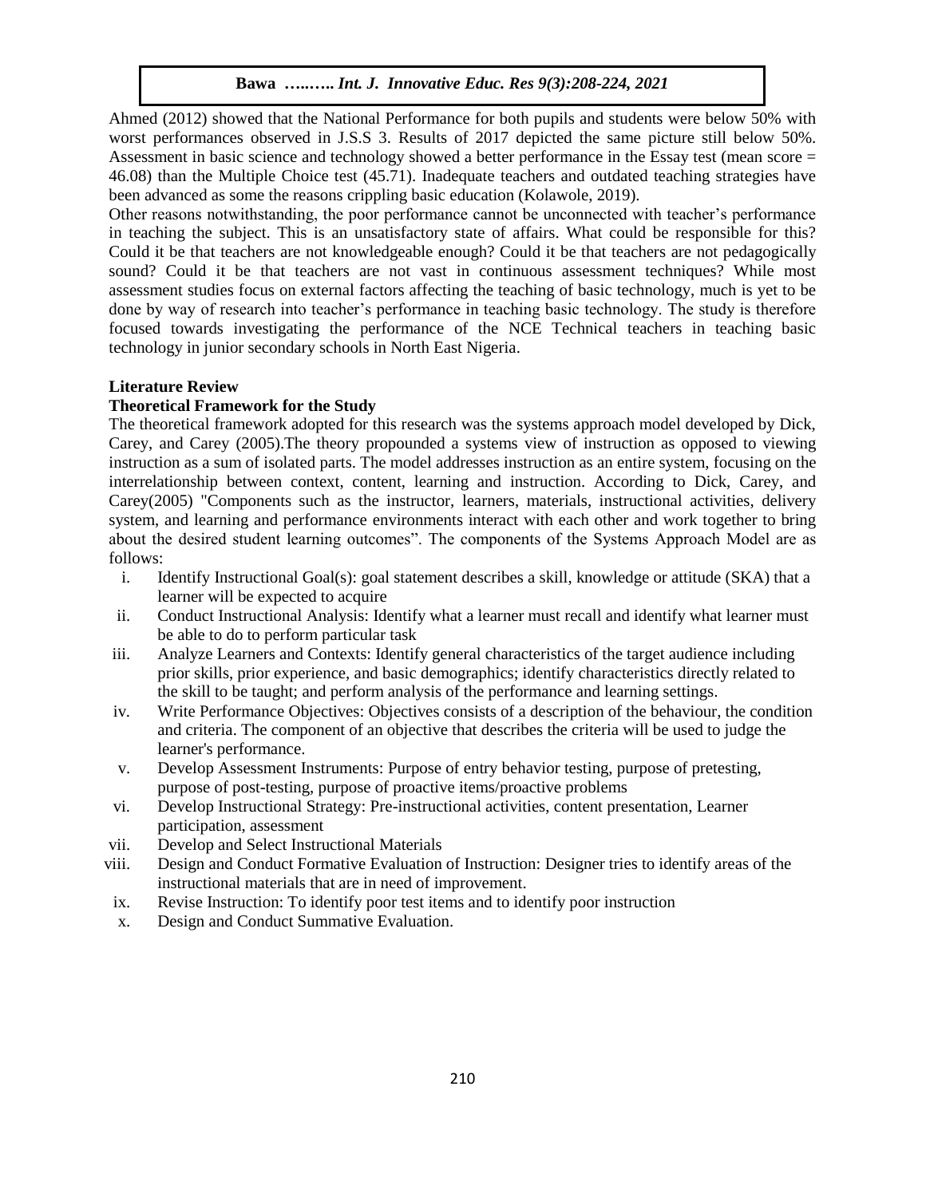Ahmed (2012) showed that the National Performance for both pupils and students were below 50% with worst performances observed in J.S.S 3. Results of 2017 depicted the same picture still below 50%. Assessment in basic science and technology showed a better performance in the Essay test (mean score = 46.08) than the Multiple Choice test (45.71). Inadequate teachers and outdated teaching strategies have been advanced as some the reasons crippling basic education (Kolawole, 2019).

Other reasons notwithstanding, the poor performance cannot be unconnected with teacher's performance in teaching the subject. This is an unsatisfactory state of affairs. What could be responsible for this? Could it be that teachers are not knowledgeable enough? Could it be that teachers are not pedagogically sound? Could it be that teachers are not vast in continuous assessment techniques? While most assessment studies focus on external factors affecting the teaching of basic technology, much is yet to be done by way of research into teacher's performance in teaching basic technology. The study is therefore focused towards investigating the performance of the NCE Technical teachers in teaching basic technology in junior secondary schools in North East Nigeria.

## Literature Review

### Theoretical Framework for the Study

The theoretical framework adopted for this research was the systems approach model developed by Dick, Carey, and Carey (2005).The theory propounded a systems view of instruction as opposed to viewing instruction as a sum of isolated parts. The model addresses instruction as an entire system, focusing on the interrelationship between context, content, learning and instruction. According to Dick, Carey, and Carey(2005) "Components such as the instructor, learners, materials, instructional activities, delivery system, and learning and performance environments interact with each other and work together to bring about the desired student learning outcomes". The components of the Systems Approach Model are as follows:

i. Identify Instructional Goal(s): goal statement describes a skill, knowledge or attitude (SKA) that a learner will be expected to acquire
ii. Conduct Instructional Analysis: Identify what a learner must recall and identify what learner must be able to do to perform particular task
iii. Analyze Learners and Contexts: Identify general characteristics of the target audience including prior skills, prior experience, and basic demographics; identify characteristics directly related to the skill to be taught; and perform analysis of the performance and learning settings.
iv. Write Performance Objectives: Objectives consists of a description of the behaviour, the condition and criteria. The component of an objective that describes the criteria will be used to judge the learner's performance.
v. Develop Assessment Instruments: Purpose of entry behavior testing, purpose of pretesting, purpose of post-testing, purpose of proactive items/proactive problems
vi. Develop Instructional Strategy: Pre-instructional activities, content presentation, Learner participation, assessment
vii. Develop and Select Instructional Materials
viii. Design and Conduct Formative Evaluation of Instruction: Designer tries to identify areas of the instructional materials that are in need of improvement.
ix. Revise Instruction: To identify poor test items and to identify poor instruction
x. Design and Conduct Summative Evaluation.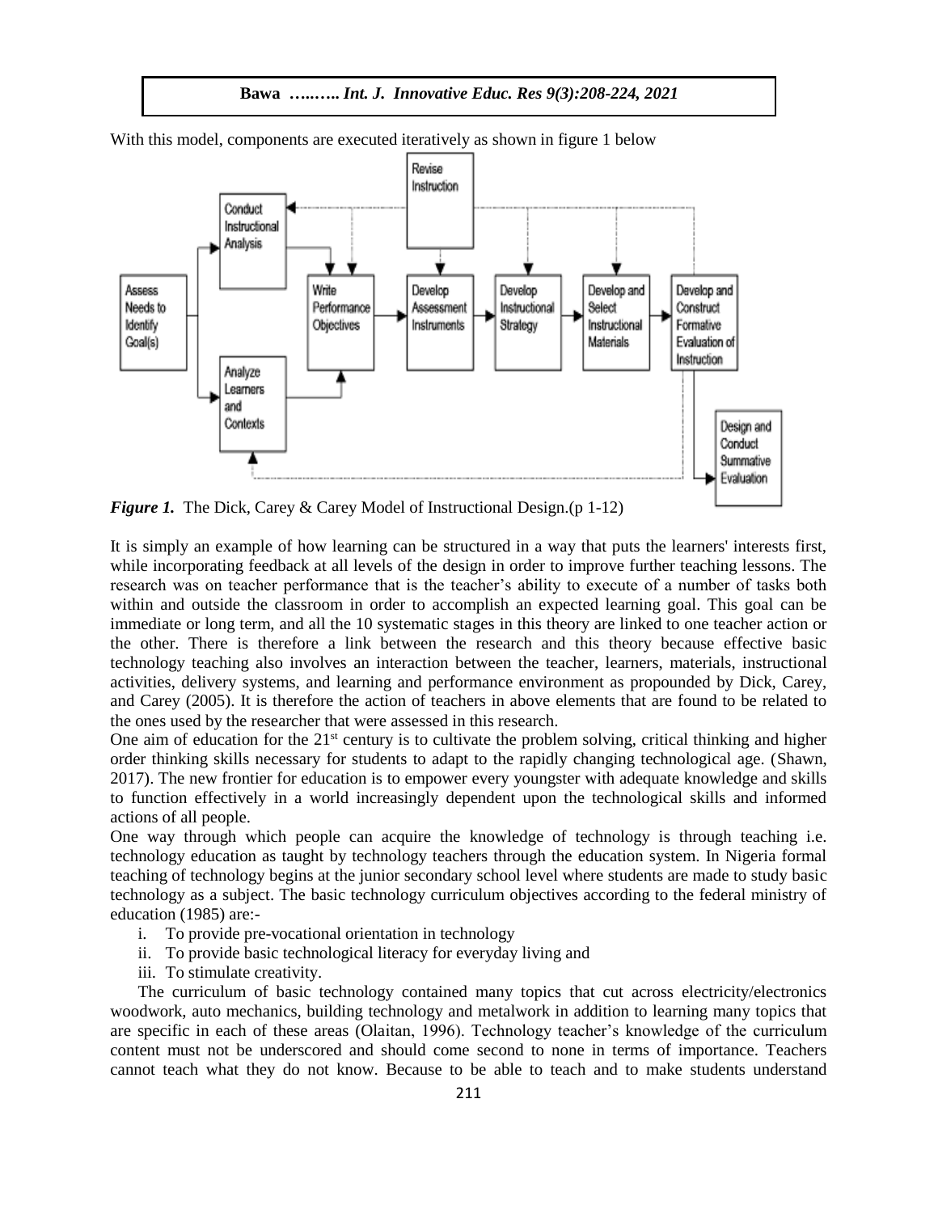With this model, components are executed iteratively as shown in figure 1 below

***Figure 1.*** The Dick, Carey & Carey Model of Instructional Design.(p 1-12)

It is simply an example of how learning can be structured in a way that puts the learners' interests first, while incorporating feedback at all levels of the design in order to improve further teaching lessons. The research was on teacher performance that is the teacher's ability to execute of a number of tasks both within and outside the classroom in order to accomplish an expected learning goal. This goal can be immediate or long term, and all the 10 systematic stages in this theory are linked to one teacher action or the other. There is therefore a link between the research and this theory because effective basic technology teaching also involves an interaction between the teacher, learners, materials, instructional activities, delivery systems, and learning and performance environment as propounded by Dick, Carey, and Carey (2005). It is therefore the action of teachers in above elements that are found to be related to the ones used by the researcher that were assessed in this research.

One aim of education for the 21st century is to cultivate the problem solving, critical thinking and higher order thinking skills necessary for students to adapt to the rapidly changing technological age. (Shawn, 2017). The new frontier for education is to empower every youngster with adequate knowledge and skills to function effectively in a world increasingly dependent upon the technological skills and informed actions of all people.

One way through which people can acquire the knowledge of technology is through teaching i.e. technology education as taught by technology teachers through the education system. In Nigeria formal teaching of technology begins at the junior secondary school level where students are made to study basic technology as a subject. The basic technology curriculum objectives according to the federal ministry of education (1985) are:-

i. To provide pre-vocational orientation in technology
ii. To provide basic technological literacy for everyday living and
iii. To stimulate creativity.

The curriculum of basic technology contained many topics that cut across electricity/electronics woodwork, auto mechanics, building technology and metalwork in addition to learning many topics that are specific in each of these areas (Olaitan, 1996). Technology teacher's knowledge of the curriculum content must not be underscored and should come second to none in terms of importance. Teachers cannot teach what they do not know. Because to be able to teach and to make students understand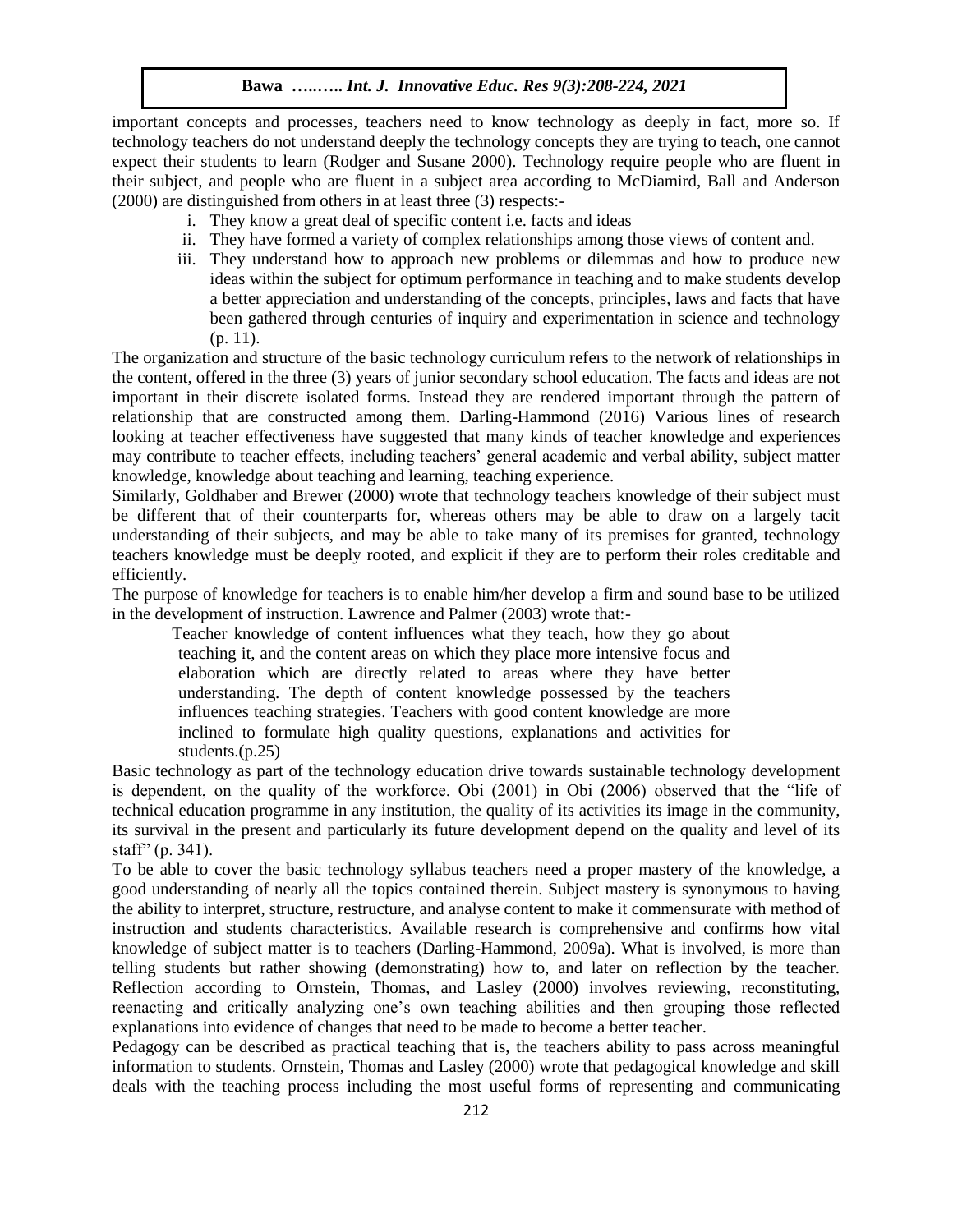important concepts and processes, teachers need to know technology as deeply in fact, more so. If technology teachers do not understand deeply the technology concepts they are trying to teach, one cannot expect their students to learn (Rodger and Susane 2000). Technology require people who are fluent in their subject, and people who are fluent in a subject area according to McDiamird, Ball and Anderson (2000) are distinguished from others in at least three (3) respects:-

i. They know a great deal of specific content i.e. facts and ideas
ii. They have formed a variety of complex relationships among those views of content and.
iii. They understand how to approach new problems or dilemmas and how to produce new ideas within the subject for optimum performance in teaching and to make students develop a better appreciation and understanding of the concepts, principles, laws and facts that have been gathered through centuries of inquiry and experimentation in science and technology (p. 11).

The organization and structure of the basic technology curriculum refers to the network of relationships in the content, offered in the three (3) years of junior secondary school education. The facts and ideas are not important in their discrete isolated forms. Instead they are rendered important through the pattern of relationship that are constructed among them. Darling-Hammond (2016) Various lines of research looking at teacher effectiveness have suggested that many kinds of teacher knowledge and experiences may contribute to teacher effects, including teachers' general academic and verbal ability, subject matter knowledge, knowledge about teaching and learning, teaching experience.

Similarly, Goldhaber and Brewer (2000) wrote that technology teachers knowledge of their subject must be different that of their counterparts for, whereas others may be able to draw on a largely tacit understanding of their subjects, and may be able to take many of its premises for granted, technology teachers knowledge must be deeply rooted, and explicit if they are to perform their roles creditable and efficiently.

The purpose of knowledge for teachers is to enable him/her develop a firm and sound base to be utilized in the development of instruction. Lawrence and Palmer (2003) wrote that:-

> Teacher knowledge of content influences what they teach, how they go about teaching it, and the content areas on which they place more intensive focus and elaboration which are directly related to areas where they have better understanding. The depth of content knowledge possessed by the teachers influences teaching strategies. Teachers with good content knowledge are more inclined to formulate high quality questions, explanations and activities for students.(p.25)

Basic technology as part of the technology education drive towards sustainable technology development is dependent, on the quality of the workforce. Obi (2001) in Obi (2006) observed that the "life of technical education programme in any institution, the quality of its activities its image in the community, its survival in the present and particularly its future development depend on the quality and level of its staff" (p. 341).

To be able to cover the basic technology syllabus teachers need a proper mastery of the knowledge, a good understanding of nearly all the topics contained therein. Subject mastery is synonymous to having the ability to interpret, structure, restructure, and analyse content to make it commensurate with method of instruction and students characteristics. Available research is comprehensive and confirms how vital knowledge of subject matter is to teachers (Darling-Hammond, 2009a). What is involved, is more than telling students but rather showing (demonstrating) how to, and later on reflection by the teacher. Reflection according to Ornstein, Thomas, and Lasley (2000) involves reviewing, reconstituting, reenacting and critically analyzing one's own teaching abilities and then grouping those reflected explanations into evidence of changes that need to be made to become a better teacher.

Pedagogy can be described as practical teaching that is, the teachers ability to pass across meaningful information to students. Ornstein, Thomas and Lasley (2000) wrote that pedagogical knowledge and skill deals with the teaching process including the most useful forms of representing and communicating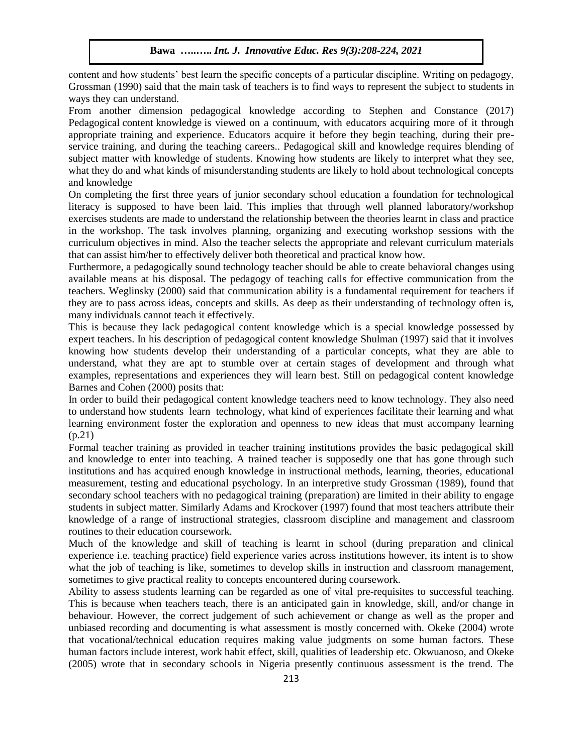content and how students' best learn the specific concepts of a particular discipline. Writing on pedagogy, Grossman (1990) said that the main task of teachers is to find ways to represent the subject to students in ways they can understand.

From another dimension pedagogical knowledge according to Stephen and Constance (2017) Pedagogical content knowledge is viewed on a continuum, with educators acquiring more of it through appropriate training and experience. Educators acquire it before they begin teaching, during their pre-service training, and during the teaching careers.. Pedagogical skill and knowledge requires blending of subject matter with knowledge of students. Knowing how students are likely to interpret what they see, what they do and what kinds of misunderstanding students are likely to hold about technological concepts and knowledge

On completing the first three years of junior secondary school education a foundation for technological literacy is supposed to have been laid. This implies that through well planned laboratory/workshop exercises students are made to understand the relationship between the theories learnt in class and practice in the workshop. The task involves planning, organizing and executing workshop sessions with the curriculum objectives in mind. Also the teacher selects the appropriate and relevant curriculum materials that can assist him/her to effectively deliver both theoretical and practical know how.

Furthermore, a pedagogically sound technology teacher should be able to create behavioral changes using available means at his disposal. The pedagogy of teaching calls for effective communication from the teachers. Weglinsky (2000) said that communication ability is a fundamental requirement for teachers if they are to pass across ideas, concepts and skills. As deep as their understanding of technology often is, many individuals cannot teach it effectively.

This is because they lack pedagogical content knowledge which is a special knowledge possessed by expert teachers. In his description of pedagogical content knowledge Shulman (1997) said that it involves knowing how students develop their understanding of a particular concepts, what they are able to understand, what they are apt to stumble over at certain stages of development and through what examples, representations and experiences they will learn best. Still on pedagogical content knowledge Barnes and Cohen (2000) posits that:

In order to build their pedagogical content knowledge teachers need to know technology. They also need to understand how students learn technology, what kind of experiences facilitate their learning and what learning environment foster the exploration and openness to new ideas that must accompany learning (p.21)

Formal teacher training as provided in teacher training institutions provides the basic pedagogical skill and knowledge to enter into teaching. A trained teacher is supposedly one that has gone through such institutions and has acquired enough knowledge in instructional methods, learning, theories, educational measurement, testing and educational psychology. In an interpretive study Grossman (1989), found that secondary school teachers with no pedagogical training (preparation) are limited in their ability to engage students in subject matter. Similarly Adams and Krockover (1997) found that most teachers attribute their knowledge of a range of instructional strategies, classroom discipline and management and classroom routines to their education coursework.

Much of the knowledge and skill of teaching is learnt in school (during preparation and clinical experience i.e. teaching practice) field experience varies across institutions however, its intent is to show what the job of teaching is like, sometimes to develop skills in instruction and classroom management, sometimes to give practical reality to concepts encountered during coursework.

Ability to assess students learning can be regarded as one of vital pre-requisites to successful teaching. This is because when teachers teach, there is an anticipated gain in knowledge, skill, and/or change in behaviour. However, the correct judgement of such achievement or change as well as the proper and unbiased recording and documenting is what assessment is mostly concerned with. Okeke (2004) wrote that vocational/technical education requires making value judgments on some human factors. These human factors include interest, work habit effect, skill, qualities of leadership etc. Okwuanoso, and Okeke (2005) wrote that in secondary schools in Nigeria presently continuous assessment is the trend. The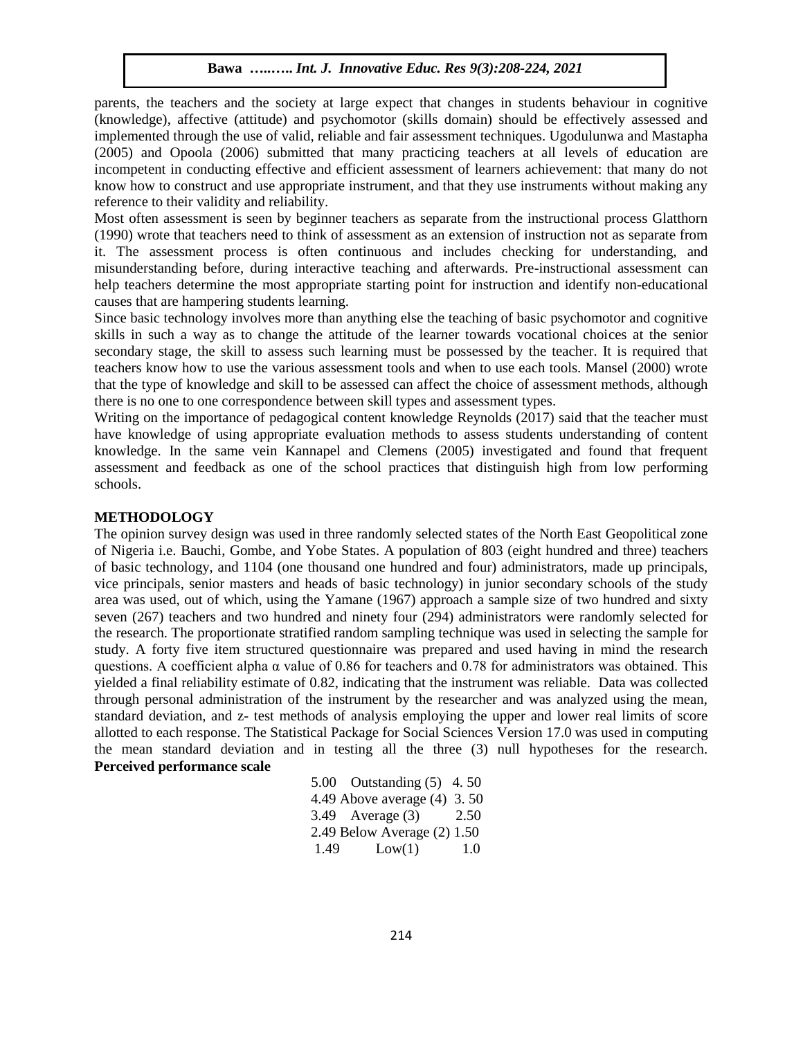parents, the teachers and the society at large expect that changes in students behaviour in cognitive (knowledge), affective (attitude) and psychomotor (skills domain) should be effectively assessed and implemented through the use of valid, reliable and fair assessment techniques. Ugodulunwa and Mastapha (2005) and Opoola (2006) submitted that many practicing teachers at all levels of education are incompetent in conducting effective and efficient assessment of learners achievement: that many do not know how to construct and use appropriate instrument, and that they use instruments without making any reference to their validity and reliability.

Most often assessment is seen by beginner teachers as separate from the instructional process Glatthorn (1990) wrote that teachers need to think of assessment as an extension of instruction not as separate from it. The assessment process is often continuous and includes checking for understanding, and misunderstanding before, during interactive teaching and afterwards. Pre-instructional assessment can help teachers determine the most appropriate starting point for instruction and identify non-educational causes that are hampering students learning.

Since basic technology involves more than anything else the teaching of basic psychomotor and cognitive skills in such a way as to change the attitude of the learner towards vocational choices at the senior secondary stage, the skill to assess such learning must be possessed by the teacher. It is required that teachers know how to use the various assessment tools and when to use each tools. Mansel (2000) wrote that the type of knowledge and skill to be assessed can affect the choice of assessment methods, although there is no one to one correspondence between skill types and assessment types.

Writing on the importance of pedagogical content knowledge Reynolds (2017) said that the teacher must have knowledge of using appropriate evaluation methods to assess students understanding of content knowledge. In the same vein Kannapel and Clemens (2005) investigated and found that frequent assessment and feedback as one of the school practices that distinguish high from low performing schools.

## METHODOLOGY

The opinion survey design was used in three randomly selected states of the North East Geopolitical zone of Nigeria i.e. Bauchi, Gombe, and Yobe States. A population of 803 (eight hundred and three) teachers of basic technology, and 1104 (one thousand one hundred and four) administrators, made up principals, vice principals, senior masters and heads of basic technology) in junior secondary schools of the study area was used, out of which, using the Yamane (1967) approach a sample size of two hundred and sixty seven (267) teachers and two hundred and ninety four (294) administrators were randomly selected for the research. The proportionate stratified random sampling technique was used in selecting the sample for study. A forty five item structured questionnaire was prepared and used having in mind the research questions. A coefficient alpha α value of 0.86 for teachers and 0.78 for administrators was obtained. This yielded a final reliability estimate of 0.82, indicating that the instrument was reliable. Data was collected through personal administration of the instrument by the researcher and was analyzed using the mean, standard deviation, and z- test methods of analysis employing the upper and lower real limits of score allotted to each response. The Statistical Package for Social Sciences Version 17.0 was used in computing the mean standard deviation and in testing all the three (3) null hypotheses for the research.

**Perceived performance scale**

| | | |
|---|---|---|
| 5.00 | Outstanding (5) | 4. 50 |
| 4.49 | Above average (4) | 3. 50 |
| 3.49 | Average (3) | 2.50 |
| 2.49 | Below Average (2) | 1.50 |
| 1.49 | Low(1) | 1.0 |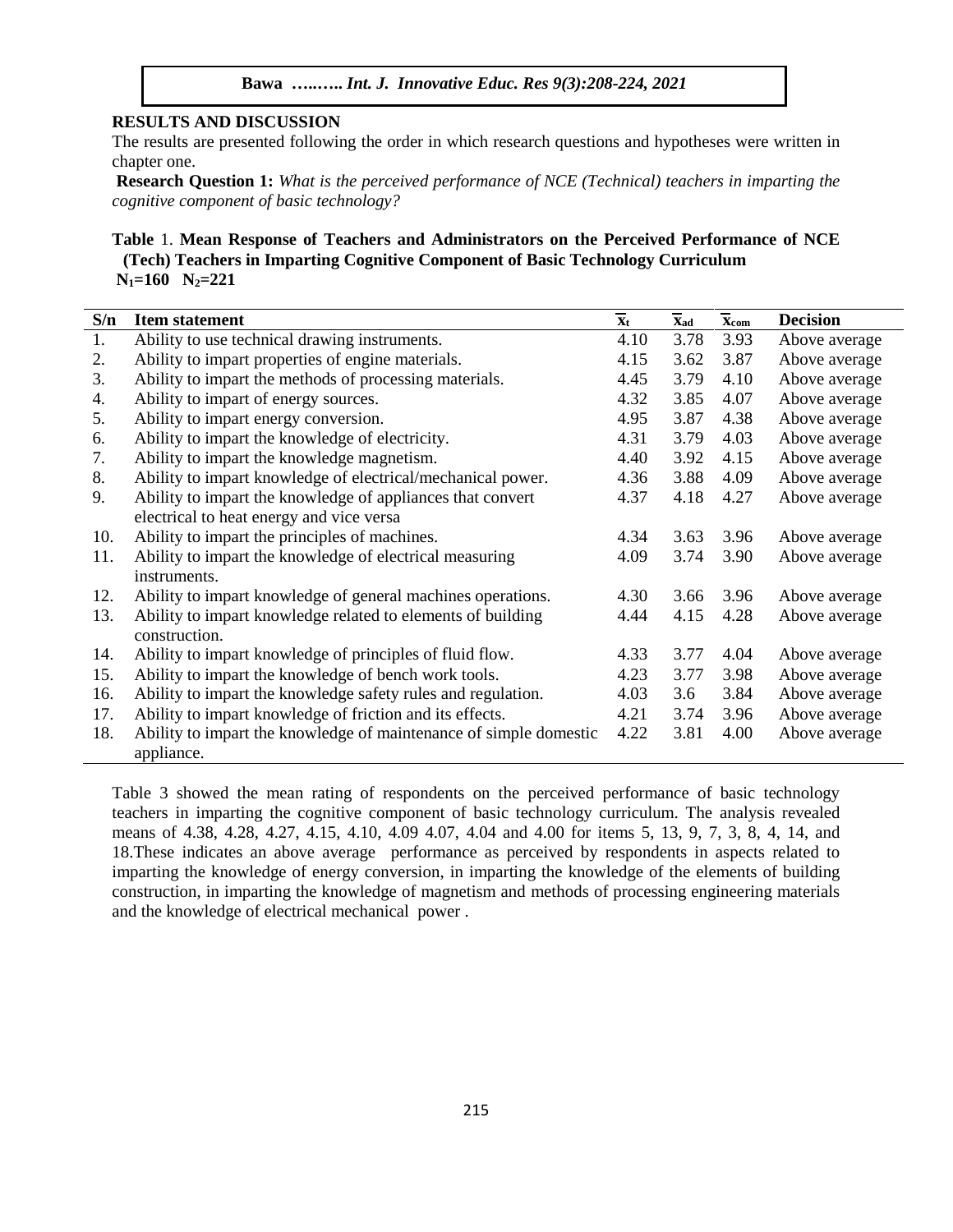## RESULTS AND DISCUSSION

The results are presented following the order in which research questions and hypotheses were written in chapter one.

**Research Question 1:** *What is the perceived performance of NCE (Technical) teachers in imparting the cognitive component of basic technology?*

**Table** 1. **Mean Response of Teachers and Administrators on the Perceived Performance of NCE (Tech) Teachers in Imparting Cognitive Component of Basic Technology Curriculum**
**$N_1$=160 $N_2$=221**

| S/n | Item statement | $\overline{x}_t$ | $\overline{x}_{ad}$ | $\overline{x}_{com}$ | Decision |
|---|---|---|---|---|---|
| 1. | Ability to use technical drawing instruments. | 4.10 | 3.78 | 3.93 | Above average |
| 2. | Ability to impart properties of engine materials. | 4.15 | 3.62 | 3.87 | Above average |
| 3. | Ability to impart the methods of processing materials. | 4.45 | 3.79 | 4.10 | Above average |
| 4. | Ability to impart of energy sources. | 4.32 | 3.85 | 4.07 | Above average |
| 5. | Ability to impart energy conversion. | 4.95 | 3.87 | 4.38 | Above average |
| 6. | Ability to impart the knowledge of electricity. | 4.31 | 3.79 | 4.03 | Above average |
| 7. | Ability to impart the knowledge magnetism. | 4.40 | 3.92 | 4.15 | Above average |
| 8. | Ability to impart knowledge of electrical/mechanical power. | 4.36 | 3.88 | 4.09 | Above average |
| 9. | Ability to impart the knowledge of appliances that convert electrical to heat energy and vice versa | 4.37 | 4.18 | 4.27 | Above average |
| 10. | Ability to impart the principles of machines. | 4.34 | 3.63 | 3.96 | Above average |
| 11. | Ability to impart the knowledge of electrical measuring instruments. | 4.09 | 3.74 | 3.90 | Above average |
| 12. | Ability to impart knowledge of general machines operations. | 4.30 | 3.66 | 3.96 | Above average |
| 13. | Ability to impart knowledge related to elements of building construction. | 4.44 | 4.15 | 4.28 | Above average |
| 14. | Ability to impart knowledge of principles of fluid flow. | 4.33 | 3.77 | 4.04 | Above average |
| 15. | Ability to impart the knowledge of bench work tools. | 4.23 | 3.77 | 3.98 | Above average |
| 16. | Ability to impart the knowledge safety rules and regulation. | 4.03 | 3.6 | 3.84 | Above average |
| 17. | Ability to impart knowledge of friction and its effects. | 4.21 | 3.74 | 3.96 | Above average |
| 18. | Ability to impart the knowledge of maintenance of simple domestic appliance. | 4.22 | 3.81 | 4.00 | Above average |

Table 3 showed the mean rating of respondents on the perceived performance of basic technology teachers in imparting the cognitive component of basic technology curriculum. The analysis revealed means of 4.38, 4.28, 4.27, 4.15, 4.10, 4.09 4.07, 4.04 and 4.00 for items 5, 13, 9, 7, 3, 8, 4, 14, and 18.These indicates an above average performance as perceived by respondents in aspects related to imparting the knowledge of energy conversion, in imparting the knowledge of the elements of building construction, in imparting the knowledge of magnetism and methods of processing engineering materials and the knowledge of electrical mechanical power .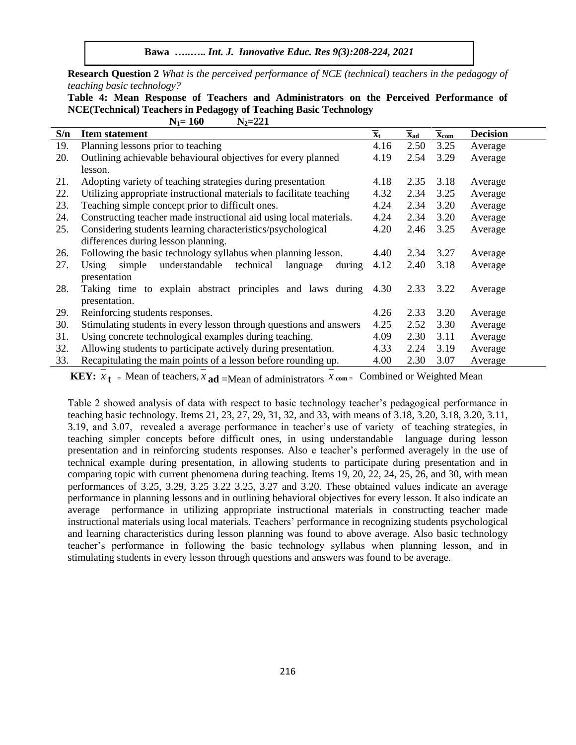**Research Question 2** *What is the perceived performance of NCE (technical) teachers in the pedagogy of teaching basic technology?*

**Table 4: Mean Response of Teachers and Administrators on the Perceived Performance of NCE(Technical) Teachers in Pedagogy of Teaching Basic Technology**

$N_1 = 160$ $N_2 = 221$

| S/n | Item statement | $\overline{x}_t$ | $\overline{x}_{ad}$ | $\overline{x}_{com}$ | Decision |
|---|---|---|---|---|---|
| 19. | Planning lessons prior to teaching | 4.16 | 2.50 | 3.25 | Average |
| 20. | Outlining achievable behavioural objectives for every planned lesson. | 4.19 | 2.54 | 3.29 | Average |
| 21. | Adopting variety of teaching strategies during presentation | 4.18 | 2.35 | 3.18 | Average |
| 22. | Utilizing appropriate instructional materials to facilitate teaching | 4.32 | 2.34 | 3.25 | Average |
| 23. | Teaching simple concept prior to difficult ones. | 4.24 | 2.34 | 3.20 | Average |
| 24. | Constructing teacher made instructional aid using local materials. | 4.24 | 2.34 | 3.20 | Average |
| 25. | Considering students learning characteristics/psychological differences during lesson planning. | 4.20 | 2.46 | 3.25 | Average |
| 26. | Following the basic technology syllabus when planning lesson. | 4.40 | 2.34 | 3.27 | Average |
| 27. | Using simple understandable technical language during presentation | 4.12 | 2.40 | 3.18 | Average |
| 28. | Taking time to explain abstract principles and laws during presentation. | 4.30 | 2.33 | 3.22 | Average |
| 29. | Reinforcing students responses. | 4.26 | 2.33 | 3.20 | Average |
| 30. | Stimulating students in every lesson through questions and answers | 4.25 | 2.52 | 3.30 | Average |
| 31. | Using concrete technological examples during teaching. | 4.09 | 2.30 | 3.11 | Average |
| 32. | Allowing students to participate actively during presentation. | 4.33 | 2.24 | 3.19 | Average |
| 33. | Recapitulating the main points of a lesson before rounding up. | 4.00 | 2.30 | 3.07 | Average |

**KEY:** $\overline{x}_t$ = Mean of teachers, $\overline{x}_{ad}$ =Mean of administrators $\overline{x}_{com}$ = Combined or Weighted Mean

Table 2 showed analysis of data with respect to basic technology teacher's pedagogical performance in teaching basic technology. Items 21, 23, 27, 29, 31, 32, and 33, with means of 3.18, 3.20, 3.18, 3.20, 3.11, 3.19, and 3.07, revealed a average performance in teacher's use of variety of teaching strategies, in teaching simpler concepts before difficult ones, in using understandable language during lesson presentation and in reinforcing students responses. Also e teacher's performed averagely in the use of technical example during presentation, in allowing students to participate during presentation and in comparing topic with current phenomena during teaching. Items 19, 20, 22, 24, 25, 26, and 30, with mean performances of 3.25, 3.29, 3.25 3.22 3.25, 3.27 and 3.20. These obtained values indicate an average performance in planning lessons and in outlining behavioral objectives for every lesson. It also indicate an average performance in utilizing appropriate instructional materials in constructing teacher made instructional materials using local materials. Teachers' performance in recognizing students psychological and learning characteristics during lesson planning was found to above average. Also basic technology teacher's performance in following the basic technology syllabus when planning lesson, and in stimulating students in every lesson through questions and answers was found to be average.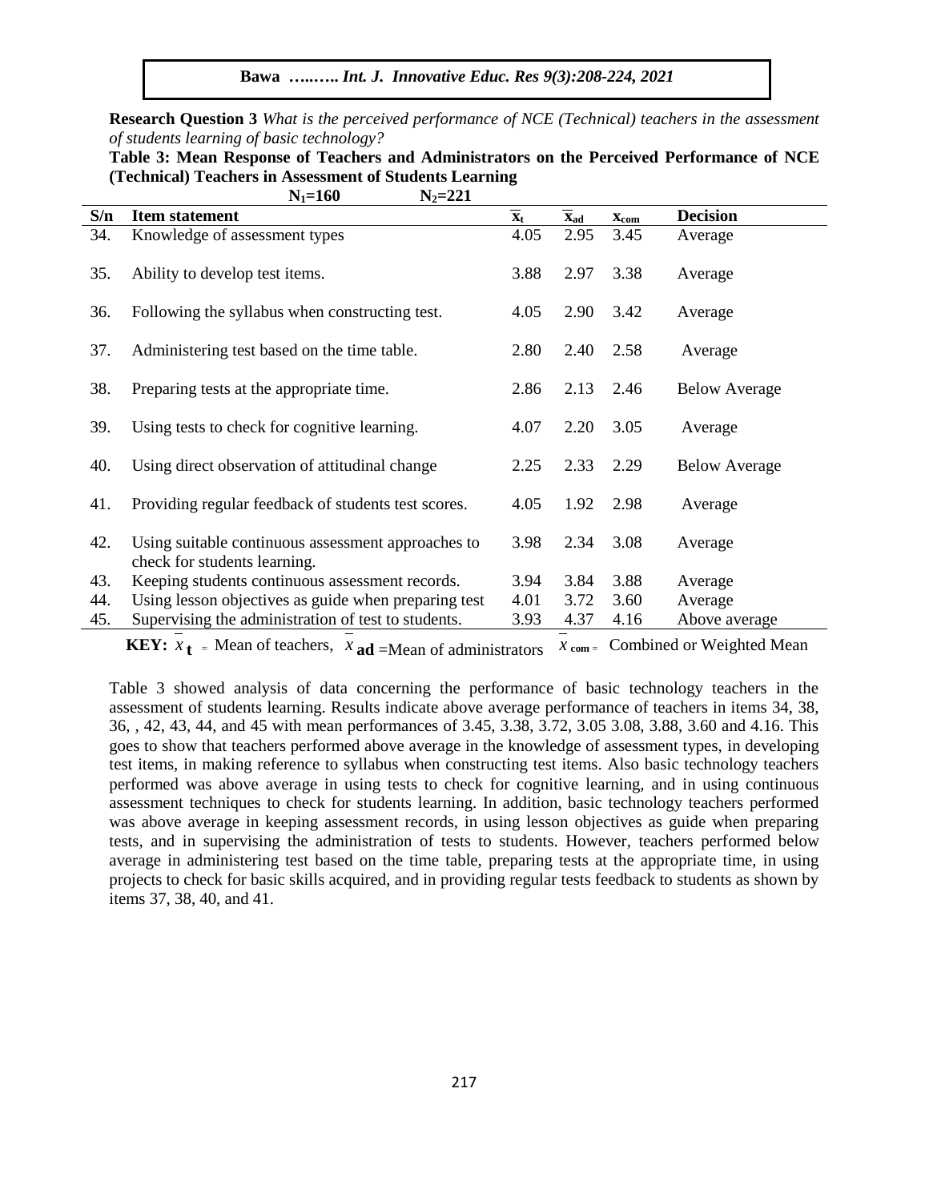**Research Question 3** *What is the perceived performance of NCE (Technical) teachers in the assessment of students learning of basic technology?*

**Table 3: Mean Response of Teachers and Administrators on the Perceived Performance of NCE (Technical) Teachers in Assessment of Students Learning**

$N_1$=160 $N_2$=221

| S/n | Item statement | $\overline{x}_t$ | $\overline{x}_{ad}$ | $x_{com}$ | Decision |
|---|---|---|---|---|---|
| 34. | Knowledge of assessment types | 4.05 | 2.95 | 3.45 | Average |
| 35. | Ability to develop test items. | 3.88 | 2.97 | 3.38 | Average |
| 36. | Following the syllabus when constructing test. | 4.05 | 2.90 | 3.42 | Average |
| 37. | Administering test based on the time table. | 2.80 | 2.40 | 2.58 | Average |
| 38. | Preparing tests at the appropriate time. | 2.86 | 2.13 | 2.46 | Below Average |
| 39. | Using tests to check for cognitive learning. | 4.07 | 2.20 | 3.05 | Average |
| 40. | Using direct observation of attitudinal change | 2.25 | 2.33 | 2.29 | Below Average |
| 41. | Providing regular feedback of students test scores. | 4.05 | 1.92 | 2.98 | Average |
| 42. | Using suitable continuous assessment approaches to check for students learning. | 3.98 | 2.34 | 3.08 | Average |
| 43. | Keeping students continuous assessment records. | 3.94 | 3.84 | 3.88 | Average |
| 44. | Using lesson objectives as guide when preparing test | 4.01 | 3.72 | 3.60 | Average |
| 45. | Supervising the administration of test to students. | 3.93 | 4.37 | 4.16 | Above average |

**KEY:** $\overline{x}_t$ = Mean of teachers, $\overline{x}_{ad}$ =Mean of administrators $\overline{x}_{com}$ = Combined or Weighted Mean

Table 3 showed analysis of data concerning the performance of basic technology teachers in the assessment of students learning. Results indicate above average performance of teachers in items 34, 38, 36, , 42, 43, 44, and 45 with mean performances of 3.45, 3.38, 3.72, 3.05 3.08, 3.88, 3.60 and 4.16. This goes to show that teachers performed above average in the knowledge of assessment types, in developing test items, in making reference to syllabus when constructing test items. Also basic technology teachers performed was above average in using tests to check for cognitive learning, and in using continuous assessment techniques to check for students learning. In addition, basic technology teachers performed was above average in keeping assessment records, in using lesson objectives as guide when preparing tests, and in supervising the administration of tests to students. However, teachers performed below average in administering test based on the time table, preparing tests at the appropriate time, in using projects to check for basic skills acquired, and in providing regular tests feedback to students as shown by items 37, 38, 40, and 41.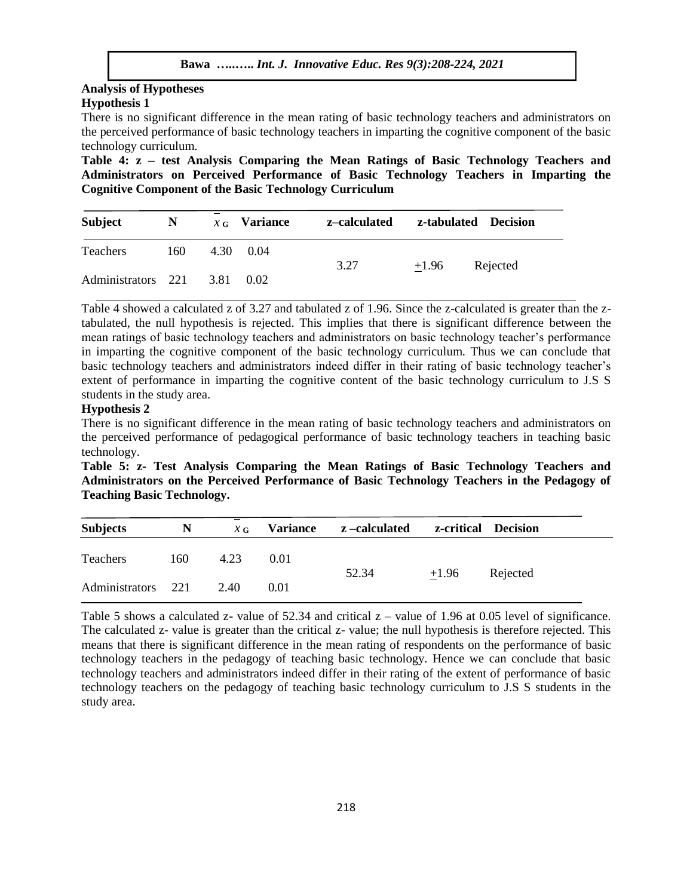### Analysis of Hypotheses

#### Hypothesis 1

There is no significant difference in the mean rating of basic technology teachers and administrators on the perceived performance of basic technology teachers in imparting the cognitive component of the basic technology curriculum.

**Table 4: z – test Analysis Comparing the Mean Ratings of Basic Technology Teachers and Administrators on Perceived Performance of Basic Technology Teachers in Imparting the Cognitive Component of the Basic Technology Curriculum**

| Subject | N | $\bar{x}_G$ | Variance | z–calculated | z-tabulated | Decision |
|---|---|---|---|---|---|---|
| Teachers | 160 | 4.30 | 0.04 | 3.27 | $\pm 1.96$ | Rejected |
| Administrators | 221 | 3.81 | 0.02 | | | |

Table 4 showed a calculated z of 3.27 and tabulated z of 1.96. Since the z-calculated is greater than the z-tabulated, the null hypothesis is rejected. This implies that there is significant difference between the mean ratings of basic technology teachers and administrators on basic technology teacher's performance in imparting the cognitive component of the basic technology curriculum. Thus we can conclude that basic technology teachers and administrators indeed differ in their rating of basic technology teacher's extent of performance in imparting the cognitive content of the basic technology curriculum to J.S S students in the study area.

#### Hypothesis 2

There is no significant difference in the mean rating of basic technology teachers and administrators on the perceived performance of pedagogical performance of basic technology teachers in teaching basic technology.

**Table 5: z- Test Analysis Comparing the Mean Ratings of Basic Technology Teachers and Administrators on the Perceived Performance of Basic Technology Teachers in the Pedagogy of Teaching Basic Technology.**

| Subjects | N | $\bar{x}_G$ | Variance | z –calculated | z-critical | Decision |
|---|---|---|---|---|---|---|
| Teachers | 160 | 4.23 | 0.01 | 52.34 | $\pm 1.96$ | Rejected |
| Administrators | 221 | 2.40 | 0.01 | | | |

Table 5 shows a calculated z- value of 52.34 and critical z – value of 1.96 at 0.05 level of significance. The calculated z- value is greater than the critical z- value; the null hypothesis is therefore rejected. This means that there is significant difference in the mean rating of respondents on the performance of basic technology teachers in the pedagogy of teaching basic technology. Hence we can conclude that basic technology teachers and administrators indeed differ in their rating of the extent of performance of basic technology teachers on the pedagogy of teaching basic technology curriculum to J.S S students in the study area.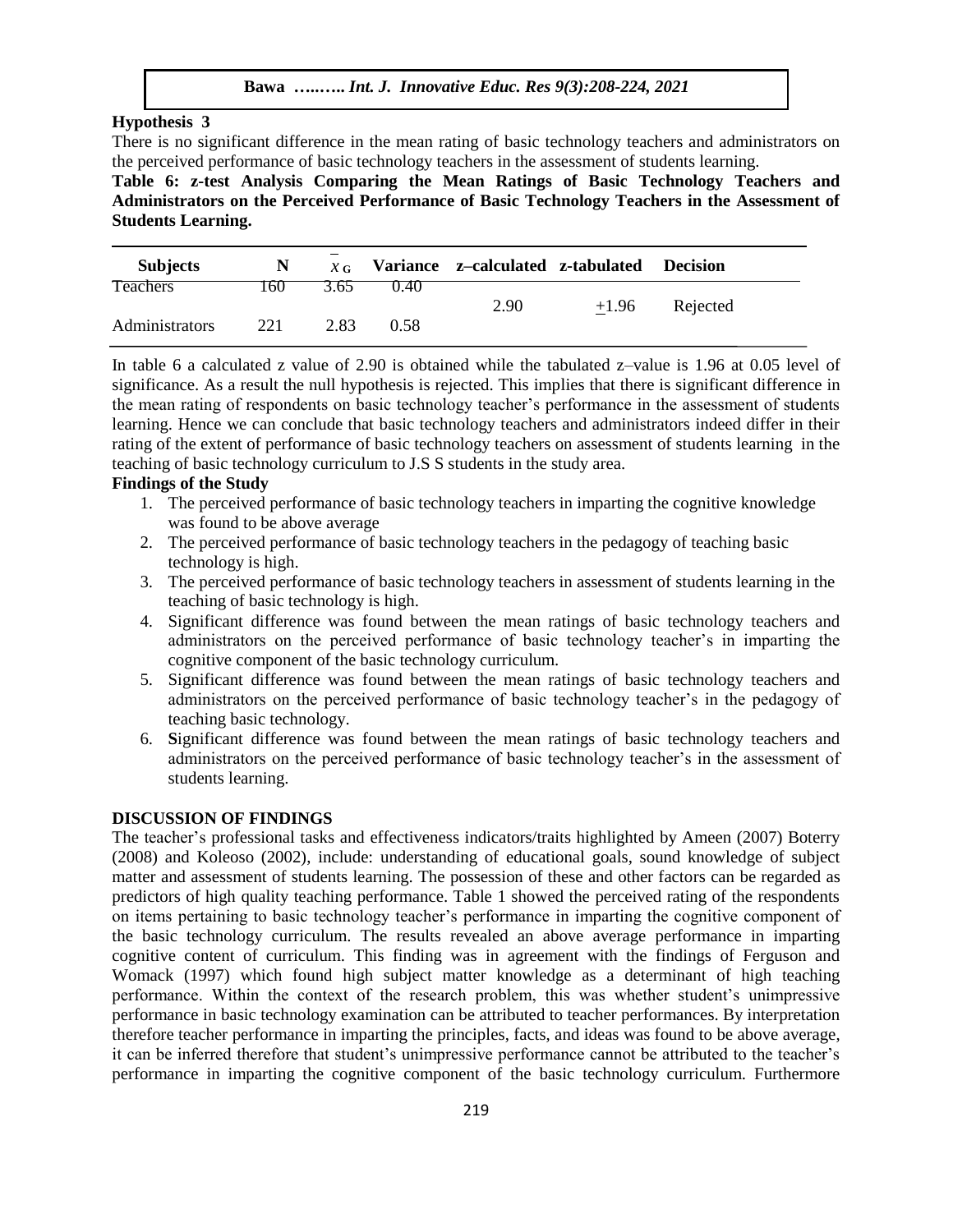**Hypothesis 3**

There is no significant difference in the mean rating of basic technology teachers and administrators on the perceived performance of basic technology teachers in the assessment of students learning.

**Table 6: z-test Analysis Comparing the Mean Ratings of Basic Technology Teachers and Administrators on the Perceived Performance of Basic Technology Teachers in the Assessment of Students Learning.**

| Subjects | N | $\bar{x}_G$ | Variance | z–calculated | z-tabulated | Decision |
|---|---|---|---|---|---|---|
| Teachers | 160 | 3.65 | 0.40 | 2.90 | $\pm 1.96$ | Rejected |
| Administrators | 221 | 2.83 | 0.58 | | | |

In table 6 a calculated z value of 2.90 is obtained while the tabulated z–value is 1.96 at 0.05 level of significance. As a result the null hypothesis is rejected. This implies that there is significant difference in the mean rating of respondents on basic technology teacher's performance in the assessment of students learning. Hence we can conclude that basic technology teachers and administrators indeed differ in their rating of the extent of performance of basic technology teachers on assessment of students learning in the teaching of basic technology curriculum to J.S S students in the study area.

**Findings of the Study**

1. The perceived performance of basic technology teachers in imparting the cognitive knowledge was found to be above average
2. The perceived performance of basic technology teachers in the pedagogy of teaching basic technology is high.
3. The perceived performance of basic technology teachers in assessment of students learning in the teaching of basic technology is high.
4. Significant difference was found between the mean ratings of basic technology teachers and administrators on the perceived performance of basic technology teacher's in imparting the cognitive component of the basic technology curriculum.
5. Significant difference was found between the mean ratings of basic technology teachers and administrators on the perceived performance of basic technology teacher's in the pedagogy of teaching basic technology.
6. **S**ignificant difference was found between the mean ratings of basic technology teachers and administrators on the perceived performance of basic technology teacher's in the assessment of students learning.

## DISCUSSION OF FINDINGS

The teacher's professional tasks and effectiveness indicators/traits highlighted by Ameen (2007) Boterry (2008) and Koleoso (2002), include: understanding of educational goals, sound knowledge of subject matter and assessment of students learning. The possession of these and other factors can be regarded as predictors of high quality teaching performance. Table 1 showed the perceived rating of the respondents on items pertaining to basic technology teacher's performance in imparting the cognitive component of the basic technology curriculum. The results revealed an above average performance in imparting cognitive content of curriculum. This finding was in agreement with the findings of Ferguson and Womack (1997) which found high subject matter knowledge as a determinant of high teaching performance. Within the context of the research problem, this was whether student's unimpressive performance in basic technology examination can be attributed to teacher performances. By interpretation therefore teacher performance in imparting the principles, facts, and ideas was found to be above average, it can be inferred therefore that student's unimpressive performance cannot be attributed to the teacher's performance in imparting the cognitive component of the basic technology curriculum. Furthermore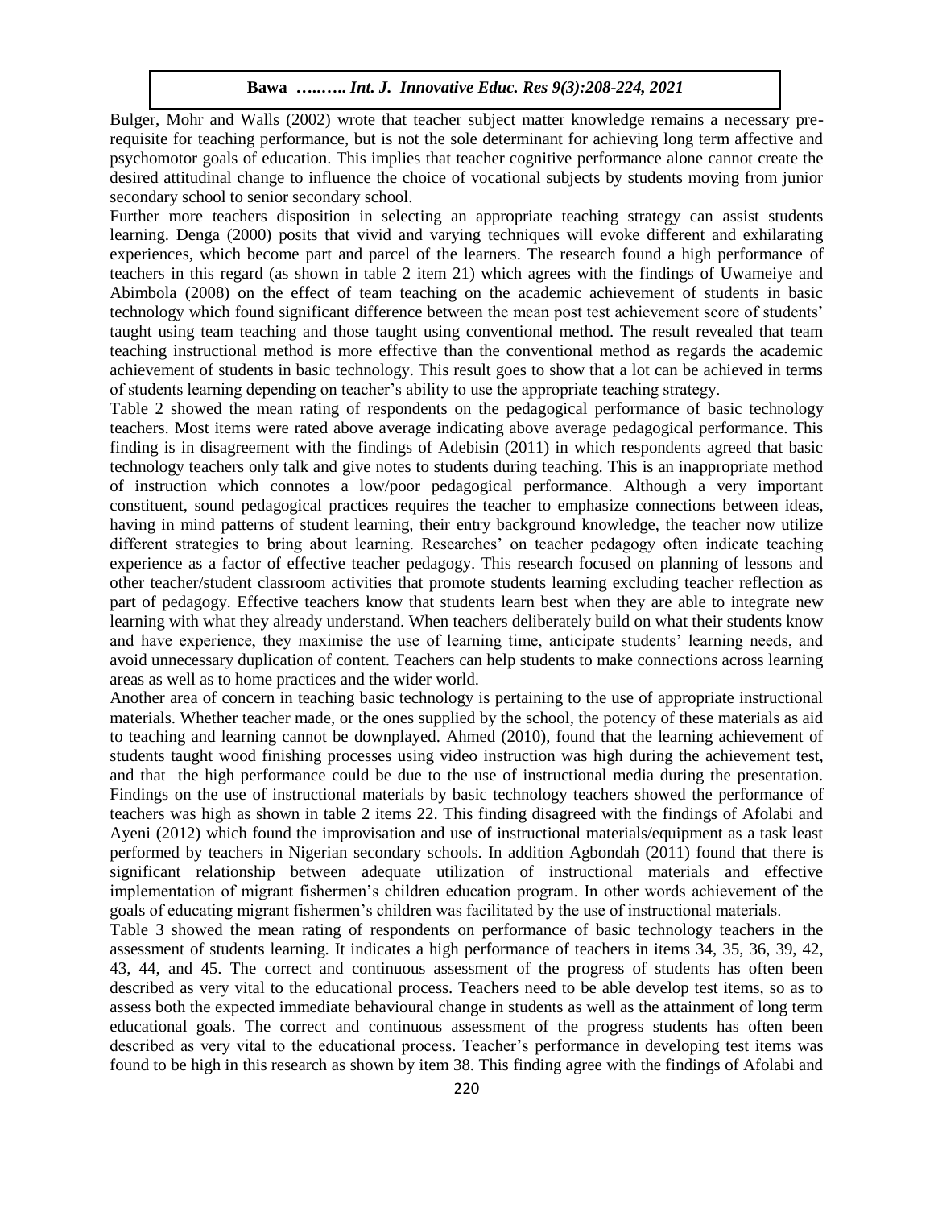Bulger, Mohr and Walls (2002) wrote that teacher subject matter knowledge remains a necessary pre-requisite for teaching performance, but is not the sole determinant for achieving long term affective and psychomotor goals of education. This implies that teacher cognitive performance alone cannot create the desired attitudinal change to influence the choice of vocational subjects by students moving from junior secondary school to senior secondary school.

Further more teachers disposition in selecting an appropriate teaching strategy can assist students learning. Denga (2000) posits that vivid and varying techniques will evoke different and exhilarating experiences, which become part and parcel of the learners. The research found a high performance of teachers in this regard (as shown in table 2 item 21) which agrees with the findings of Uwameiye and Abimbola (2008) on the effect of team teaching on the academic achievement of students in basic technology which found significant difference between the mean post test achievement score of students' taught using team teaching and those taught using conventional method. The result revealed that team teaching instructional method is more effective than the conventional method as regards the academic achievement of students in basic technology. This result goes to show that a lot can be achieved in terms of students learning depending on teacher's ability to use the appropriate teaching strategy.

Table 2 showed the mean rating of respondents on the pedagogical performance of basic technology teachers. Most items were rated above average indicating above average pedagogical performance. This finding is in disagreement with the findings of Adebisin (2011) in which respondents agreed that basic technology teachers only talk and give notes to students during teaching. This is an inappropriate method of instruction which connotes a low/poor pedagogical performance. Although a very important constituent, sound pedagogical practices requires the teacher to emphasize connections between ideas, having in mind patterns of student learning, their entry background knowledge, the teacher now utilize different strategies to bring about learning. Researches' on teacher pedagogy often indicate teaching experience as a factor of effective teacher pedagogy. This research focused on planning of lessons and other teacher/student classroom activities that promote students learning excluding teacher reflection as part of pedagogy. Effective teachers know that students learn best when they are able to integrate new learning with what they already understand. When teachers deliberately build on what their students know and have experience, they maximise the use of learning time, anticipate students' learning needs, and avoid unnecessary duplication of content. Teachers can help students to make connections across learning areas as well as to home practices and the wider world.

Another area of concern in teaching basic technology is pertaining to the use of appropriate instructional materials. Whether teacher made, or the ones supplied by the school, the potency of these materials as aid to teaching and learning cannot be downplayed. Ahmed (2010), found that the learning achievement of students taught wood finishing processes using video instruction was high during the achievement test, and that the high performance could be due to the use of instructional media during the presentation. Findings on the use of instructional materials by basic technology teachers showed the performance of teachers was high as shown in table 2 items 22. This finding disagreed with the findings of Afolabi and Ayeni (2012) which found the improvisation and use of instructional materials/equipment as a task least performed by teachers in Nigerian secondary schools. In addition Agbondah (2011) found that there is significant relationship between adequate utilization of instructional materials and effective implementation of migrant fishermen's children education program. In other words achievement of the goals of educating migrant fishermen's children was facilitated by the use of instructional materials.

Table 3 showed the mean rating of respondents on performance of basic technology teachers in the assessment of students learning. It indicates a high performance of teachers in items 34, 35, 36, 39, 42, 43, 44, and 45. The correct and continuous assessment of the progress of students has often been described as very vital to the educational process. Teachers need to be able develop test items, so as to assess both the expected immediate behavioural change in students as well as the attainment of long term educational goals. The correct and continuous assessment of the progress students has often been described as very vital to the educational process. Teacher's performance in developing test items was found to be high in this research as shown by item 38. This finding agree with the findings of Afolabi and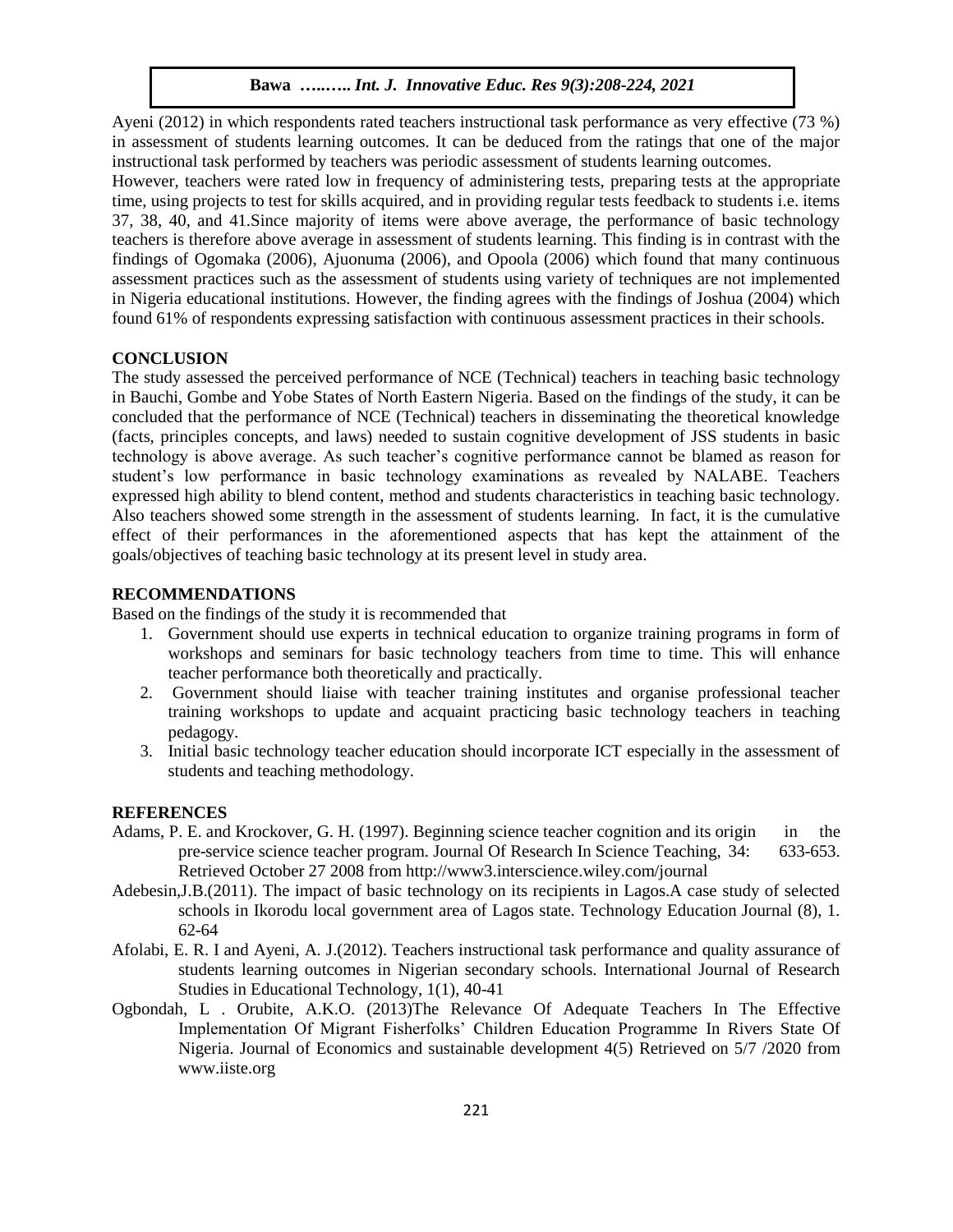Ayeni (2012) in which respondents rated teachers instructional task performance as very effective (73 %) in assessment of students learning outcomes. It can be deduced from the ratings that one of the major instructional task performed by teachers was periodic assessment of students learning outcomes.

However, teachers were rated low in frequency of administering tests, preparing tests at the appropriate time, using projects to test for skills acquired, and in providing regular tests feedback to students i.e. items 37, 38, 40, and 41.Since majority of items were above average, the performance of basic technology teachers is therefore above average in assessment of students learning. This finding is in contrast with the findings of Ogomaka (2006), Ajuonuma (2006), and Opoola (2006) which found that many continuous assessment practices such as the assessment of students using variety of techniques are not implemented in Nigeria educational institutions. However, the finding agrees with the findings of Joshua (2004) which found 61% of respondents expressing satisfaction with continuous assessment practices in their schools.

## CONCLUSION

The study assessed the perceived performance of NCE (Technical) teachers in teaching basic technology in Bauchi, Gombe and Yobe States of North Eastern Nigeria. Based on the findings of the study, it can be concluded that the performance of NCE (Technical) teachers in disseminating the theoretical knowledge (facts, principles concepts, and laws) needed to sustain cognitive development of JSS students in basic technology is above average. As such teacher's cognitive performance cannot be blamed as reason for student's low performance in basic technology examinations as revealed by NALABE. Teachers expressed high ability to blend content, method and students characteristics in teaching basic technology. Also teachers showed some strength in the assessment of students learning. In fact, it is the cumulative effect of their performances in the aforementioned aspects that has kept the attainment of the goals/objectives of teaching basic technology at its present level in study area.

## RECOMMENDATIONS

Based on the findings of the study it is recommended that

1. Government should use experts in technical education to organize training programs in form of workshops and seminars for basic technology teachers from time to time. This will enhance teacher performance both theoretically and practically.
2. Government should liaise with teacher training institutes and organise professional teacher training workshops to update and acquaint practicing basic technology teachers in teaching pedagogy.
3. Initial basic technology teacher education should incorporate ICT especially in the assessment of students and teaching methodology.

## REFERENCES

Adams, P. E. and Krockover, G. H. (1997). Beginning science teacher cognition and its origin in the pre-service science teacher program. Journal Of Research In Science Teaching, 34: 633-653. Retrieved October 27 2008 from http://www3.interscience.wiley.com/journal

Adebesin,J.B.(2011). The impact of basic technology on its recipients in Lagos.A case study of selected schools in Ikorodu local government area of Lagos state. Technology Education Journal (8), 1. 62-64

Afolabi, E. R. I and Ayeni, A. J.(2012). Teachers instructional task performance and quality assurance of students learning outcomes in Nigerian secondary schools. International Journal of Research Studies in Educational Technology, 1(1), 40-41

Ogbondah, L . Orubite, A.K.O. (2013)The Relevance Of Adequate Teachers In The Effective Implementation Of Migrant Fisherfolks' Children Education Programme In Rivers State Of Nigeria. Journal of Economics and sustainable development 4(5) Retrieved on 5/7 /2020 from www.iiste.org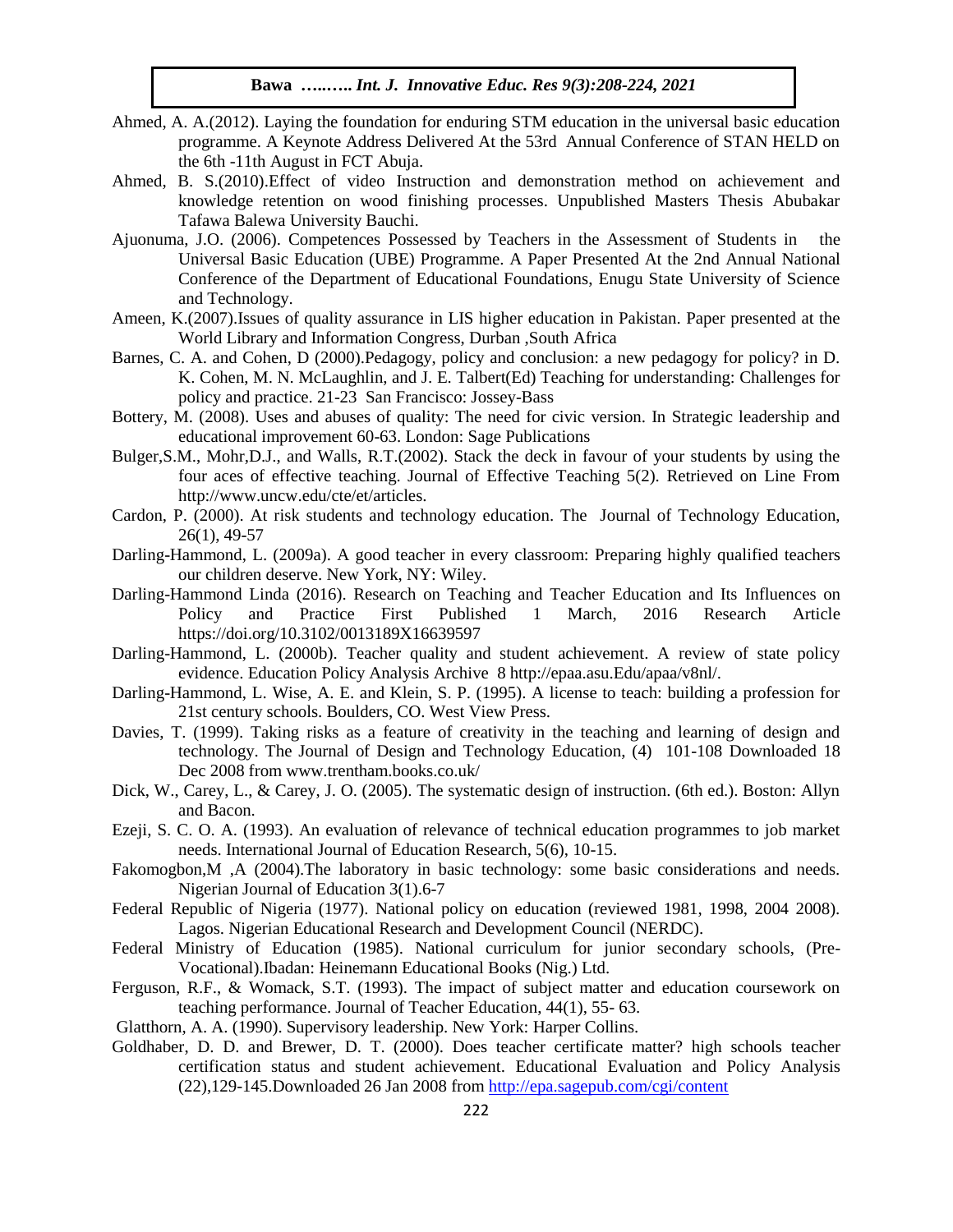Ahmed, A. A.(2012). Laying the foundation for enduring STM education in the universal basic education programme. A Keynote Address Delivered At the 53rd Annual Conference of STAN HELD on the 6th -11th August in FCT Abuja.

Ahmed, B. S.(2010).Effect of video Instruction and demonstration method on achievement and knowledge retention on wood finishing processes. Unpublished Masters Thesis Abubakar Tafawa Balewa University Bauchi.

Ajuonuma, J.O. (2006). Competences Possessed by Teachers in the Assessment of Students in the Universal Basic Education (UBE) Programme. A Paper Presented At the 2nd Annual National Conference of the Department of Educational Foundations, Enugu State University of Science and Technology.

Ameen, K.(2007).Issues of quality assurance in LIS higher education in Pakistan. Paper presented at the World Library and Information Congress, Durban ,South Africa

Barnes, C. A. and Cohen, D (2000).Pedagogy, policy and conclusion: a new pedagogy for policy? in D. K. Cohen, M. N. McLaughlin, and J. E. Talbert(Ed) Teaching for understanding: Challenges for policy and practice. 21-23 San Francisco: Jossey-Bass

Bottery, M. (2008). Uses and abuses of quality: The need for civic version. In Strategic leadership and educational improvement 60-63. London: Sage Publications

Bulger,S.M., Mohr,D.J., and Walls, R.T.(2002). Stack the deck in favour of your students by using the four aces of effective teaching. Journal of Effective Teaching 5(2). Retrieved on Line From http://www.uncw.edu/cte/et/articles.

Cardon, P. (2000). At risk students and technology education. The Journal of Technology Education, 26(1), 49-57

Darling-Hammond, L. (2009a). A good teacher in every classroom: Preparing highly qualified teachers our children deserve. New York, NY: Wiley.

Darling-Hammond Linda (2016). Research on Teaching and Teacher Education and Its Influences on Policy and Practice First Published 1 March, 2016 Research Article https://doi.org/10.3102/0013189X16639597

Darling-Hammond, L. (2000b). Teacher quality and student achievement. A review of state policy evidence. Education Policy Analysis Archive 8 http://epaa.asu.Edu/apaa/v8nl/.

Darling-Hammond, L. Wise, A. E. and Klein, S. P. (1995). A license to teach: building a profession for 21st century schools. Boulders, CO. West View Press.

Davies, T. (1999). Taking risks as a feature of creativity in the teaching and learning of design and technology. The Journal of Design and Technology Education, (4) 101-108 Downloaded 18 Dec 2008 from www.trentham.books.co.uk/

Dick, W., Carey, L., & Carey, J. O. (2005). The systematic design of instruction. (6th ed.). Boston: Allyn and Bacon.

Ezeji, S. C. O. A. (1993). An evaluation of relevance of technical education programmes to job market needs. International Journal of Education Research, 5(6), 10-15.

Fakomogbon,M ,A (2004).The laboratory in basic technology: some basic considerations and needs. Nigerian Journal of Education 3(1).6-7

Federal Republic of Nigeria (1977). National policy on education (reviewed 1981, 1998, 2004 2008). Lagos. Nigerian Educational Research and Development Council (NERDC).

Federal Ministry of Education (1985). National curriculum for junior secondary schools, (Pre-Vocational).Ibadan: Heinemann Educational Books (Nig.) Ltd.

Ferguson, R.F., & Womack, S.T. (1993). The impact of subject matter and education coursework on teaching performance. Journal of Teacher Education, 44(1), 55- 63.

Glatthorn, A. A. (1990). Supervisory leadership. New York: Harper Collins.

Goldhaber, D. D. and Brewer, D. T. (2000). Does teacher certificate matter? high schools teacher certification status and student achievement. Educational Evaluation and Policy Analysis (22),129-145.Downloaded 26 Jan 2008 from http://epa.sagepub.com/cgi/content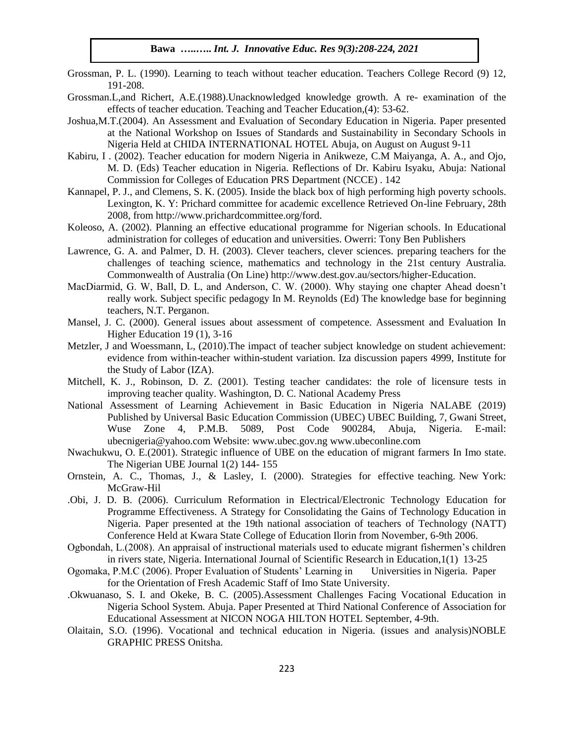Grossman, P. L. (1990). Learning to teach without teacher education. Teachers College Record (9) 12, 191-208.

Grossman.L,and Richert, A.E.(1988).Unacknowledged knowledge growth. A re- examination of the effects of teacher education. Teaching and Teacher Education,(4): 53-62.

Joshua,M.T.(2004). An Assessment and Evaluation of Secondary Education in Nigeria. Paper presented at the National Workshop on Issues of Standards and Sustainability in Secondary Schools in Nigeria Held at CHIDA INTERNATIONAL HOTEL Abuja, on August on August 9-11

Kabiru, I . (2002). Teacher education for modern Nigeria in Anikweze, C.M Maiyanga, A. A., and Ojo, M. D. (Eds) Teacher education in Nigeria. Reflections of Dr. Kabiru Isyaku, Abuja: National Commission for Colleges of Education PRS Department (NCCE) . 142

Kannapel, P. J., and Clemens, S. K. (2005). Inside the black box of high performing high poverty schools. Lexington, K. Y: Prichard committee for academic excellence Retrieved On-line February, 28th 2008, from http://www.prichardcommittee.org/ford.

Koleoso, A. (2002). Planning an effective educational programme for Nigerian schools. In Educational administration for colleges of education and universities. Owerri: Tony Ben Publishers

Lawrence, G. A. and Palmer, D. H. (2003). Clever teachers, clever sciences. preparing teachers for the challenges of teaching science, mathematics and technology in the 21st century Australia. Commonwealth of Australia (On Line) http://www.dest.gov.au/sectors/higher-Education.

MacDiarmid, G. W, Ball, D. L, and Anderson, C. W. (2000). Why staying one chapter Ahead doesn't really work. Subject specific pedagogy In M. Reynolds (Ed) The knowledge base for beginning teachers, N.T. Perganon.

Mansel, J. C. (2000). General issues about assessment of competence. Assessment and Evaluation In Higher Education 19 (1), 3-16

Metzler, J and Woessmann, L, (2010).The impact of teacher subject knowledge on student achievement: evidence from within-teacher within-student variation. Iza discussion papers 4999, Institute for the Study of Labor (IZA).

Mitchell, K. J., Robinson, D. Z. (2001). Testing teacher candidates: the role of licensure tests in improving teacher quality. Washington, D. C. National Academy Press

National Assessment of Learning Achievement in Basic Education in Nigeria NALABE (2019) Published by Universal Basic Education Commission (UBEC) UBEC Building, 7, Gwani Street, Wuse Zone 4, P.M.B. 5089, Post Code 900284, Abuja, Nigeria. E-mail: ubecnigeria@yahoo.com Website: www.ubec.gov.ng www.ubeconline.com

Nwachukwu, O. E.(2001). Strategic influence of UBE on the education of migrant farmers In Imo state. The Nigerian UBE Journal 1(2) 144- 155

Ornstein, A. C., Thomas, J., & Lasley, I. (2000). Strategies for effective teaching. New York: McGraw-Hil

.Obi, J. D. B. (2006). Curriculum Reformation in Electrical/Electronic Technology Education for Programme Effectiveness. A Strategy for Consolidating the Gains of Technology Education in Nigeria. Paper presented at the 19th national association of teachers of Technology (NATT) Conference Held at Kwara State College of Education Ilorin from November, 6-9th 2006.

Ogbondah, L.(2008). An appraisal of instructional materials used to educate migrant fishermen's children in rivers state, Nigeria. International Journal of Scientific Research in Education,1(1) 13-25

Ogomaka, P.M.C (2006). Proper Evaluation of Students' Learning in Universities in Nigeria. Paper for the Orientation of Fresh Academic Staff of Imo State University.

.Okwuanaso, S. I. and Okeke, B. C. (2005).Assessment Challenges Facing Vocational Education in Nigeria School System. Abuja. Paper Presented at Third National Conference of Association for Educational Assessment at NICON NOGA HILTON HOTEL September, 4-9th.

Olaitain, S.O. (1996). Vocational and technical education in Nigeria. (issues and analysis)NOBLE GRAPHIC PRESS Onitsha.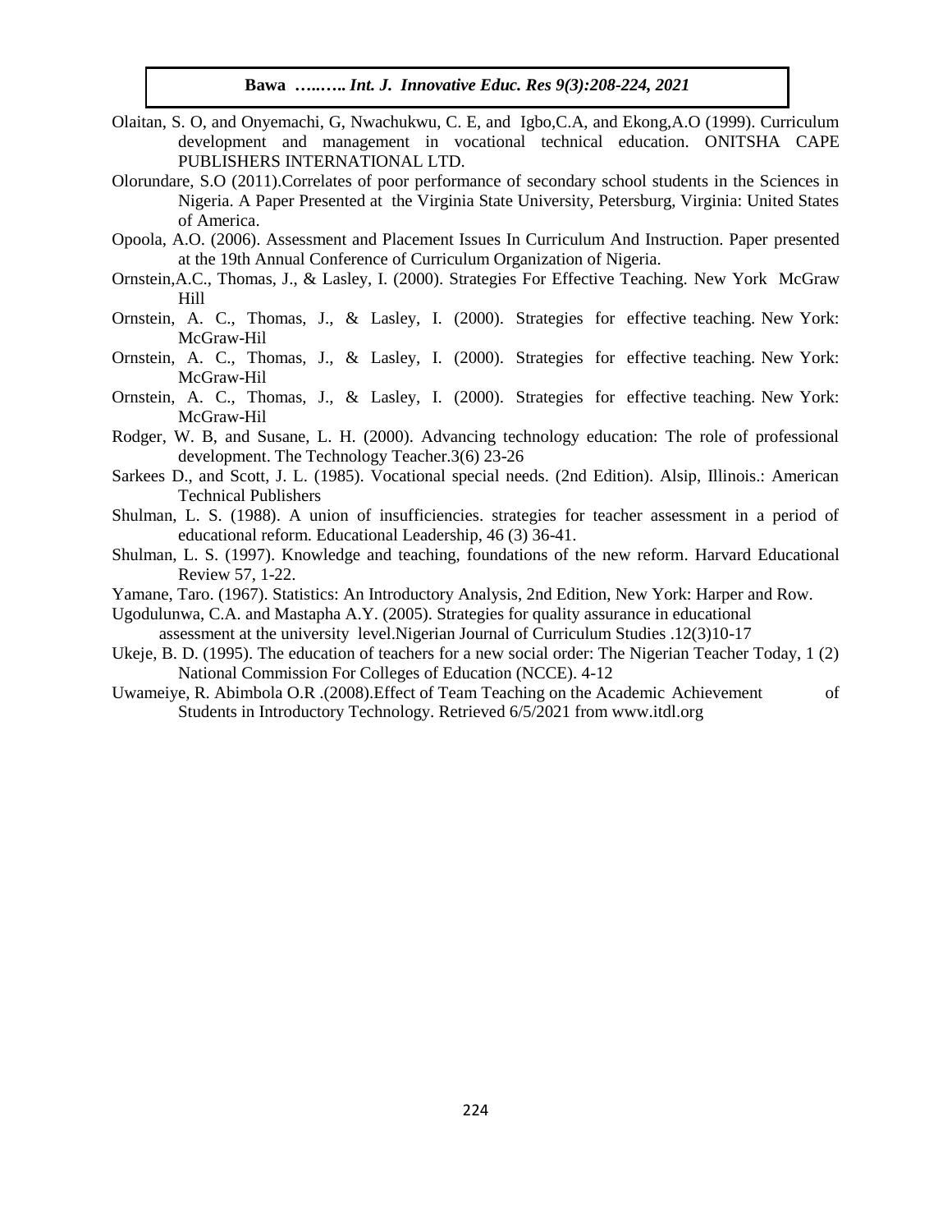Olaitan, S. O, and Onyemachi, G, Nwachukwu, C. E, and Igbo,C.A, and Ekong,A.O (1999). Curriculum development and management in vocational technical education. ONITSHA CAPE PUBLISHERS INTERNATIONAL LTD.

Olorundare, S.O (2011).Correlates of poor performance of secondary school students in the Sciences in Nigeria. A Paper Presented at the Virginia State University, Petersburg, Virginia: United States of America.

Opoola, A.O. (2006). Assessment and Placement Issues In Curriculum And Instruction. Paper presented at the 19th Annual Conference of Curriculum Organization of Nigeria.

Ornstein,A.C., Thomas, J., & Lasley, I. (2000). Strategies For Effective Teaching. New York McGraw Hill

Ornstein, A. C., Thomas, J., & Lasley, I. (2000). Strategies for effective teaching. New York: McGraw-Hil

Ornstein, A. C., Thomas, J., & Lasley, I. (2000). Strategies for effective teaching. New York: McGraw-Hil

Ornstein, A. C., Thomas, J., & Lasley, I. (2000). Strategies for effective teaching. New York: McGraw-Hil

Rodger, W. B, and Susane, L. H. (2000). Advancing technology education: The role of professional development. The Technology Teacher.3(6) 23-26

Sarkees D., and Scott, J. L. (1985). Vocational special needs. (2nd Edition). Alsip, Illinois.: American Technical Publishers

Shulman, L. S. (1988). A union of insufficiencies. strategies for teacher assessment in a period of educational reform. Educational Leadership, 46 (3) 36-41.

Shulman, L. S. (1997). Knowledge and teaching, foundations of the new reform. Harvard Educational Review 57, 1-22.

Yamane, Taro. (1967). Statistics: An Introductory Analysis, 2nd Edition, New York: Harper and Row.

Ugodulunwa, C.A. and Mastapha A.Y. (2005). Strategies for quality assurance in educational assessment at the university level.Nigerian Journal of Curriculum Studies .12(3)10-17

Ukeje, B. D. (1995). The education of teachers for a new social order: The Nigerian Teacher Today, 1 (2) National Commission For Colleges of Education (NCCE). 4-12

Uwameiye, R. Abimbola O.R .(2008).Effect of Team Teaching on the Academic Achievement of Students in Introductory Technology. Retrieved 6/5/2021 from www.itdl.org